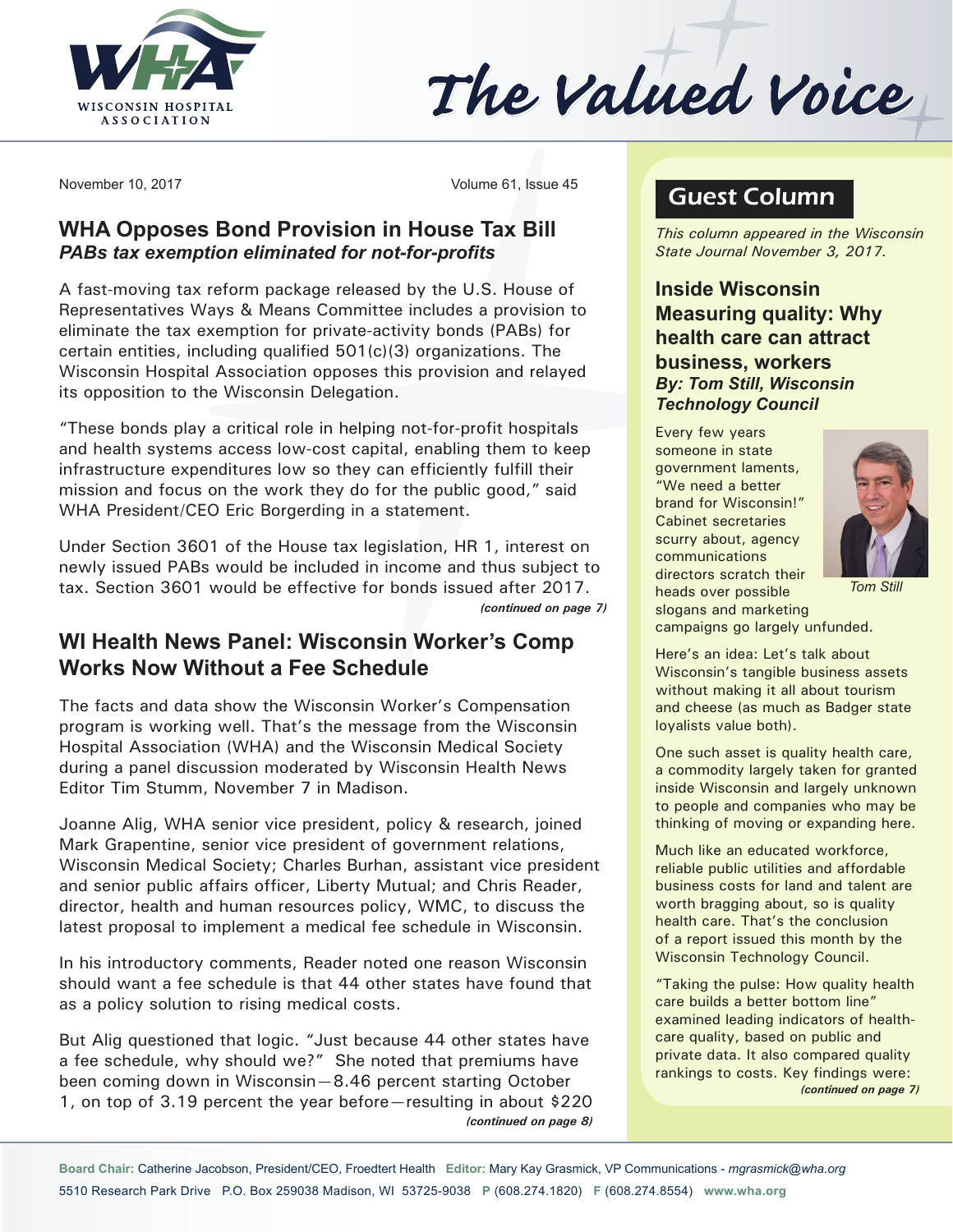# The Valued Voice

WISCONSIN HOSPITAL ASSOCIATION

November 10, 2017 Volume 61, Issue 45

## WHA Opposes Bond Provision in House Tax Bill
### *PABs tax exemption eliminated for not-for-profits*

A fast-moving tax reform package released by the U.S. House of Representatives Ways & Means Committee includes a provision to eliminate the tax exemption for private-activity bonds (PABs) for certain entities, including qualified 501(c)(3) organizations. The Wisconsin Hospital Association opposes this provision and relayed its opposition to the Wisconsin Delegation.

"These bonds play a critical role in helping not-for-profit hospitals and health systems access low-cost capital, enabling them to keep infrastructure expenditures low so they can efficiently fulfill their mission and focus on the work they do for the public good," said WHA President/CEO Eric Borgerding in a statement.

Under Section 3601 of the House tax legislation, HR 1, interest on newly issued PABs would be included in income and thus subject to tax. Section 3601 would be effective for bonds issued after 2017.

*(continued on page 7)*

## WI Health News Panel: Wisconsin Worker's Comp Works Now Without a Fee Schedule

The facts and data show the Wisconsin Worker's Compensation program is working well. That's the message from the Wisconsin Hospital Association (WHA) and the Wisconsin Medical Society during a panel discussion moderated by Wisconsin Health News Editor Tim Stumm, November 7 in Madison.

Joanne Alig, WHA senior vice president, policy & research, joined Mark Grapentine, senior vice president of government relations, Wisconsin Medical Society; Charles Burhan, assistant vice president and senior public affairs officer, Liberty Mutual; and Chris Reader, director, health and human resources policy, WMC, to discuss the latest proposal to implement a medical fee schedule in Wisconsin.

In his introductory comments, Reader noted one reason Wisconsin should want a fee schedule is that 44 other states have found that as a policy solution to rising medical costs.

But Alig questioned that logic. "Just because 44 other states have a fee schedule, why should we?" She noted that premiums have been coming down in Wisconsin—8.46 percent starting October 1, on top of 3.19 percent the year before—resulting in about $220

*(continued on page 8)*

## Guest Column

*This column appeared in the Wisconsin State Journal November 3, 2017.*

### Inside Wisconsin
### Measuring quality: Why health care can attract business, workers
***By: Tom Still, Wisconsin Technology Council***

Tom Still

Every few years someone in state government laments, "We need a better brand for Wisconsin!" Cabinet secretaries scurry about, agency communications directors scratch their heads over possible slogans and marketing campaigns go largely unfunded.

Here's an idea: Let's talk about Wisconsin's tangible business assets without making it all about tourism and cheese (as much as Badger state loyalists value both).

One such asset is quality health care, a commodity largely taken for granted inside Wisconsin and largely unknown to people and companies who may be thinking of moving or expanding here.

Much like an educated workforce, reliable public utilities and affordable business costs for land and talent are worth bragging about, so is quality health care. That's the conclusion of a report issued this month by the Wisconsin Technology Council.

"Taking the pulse: How quality health care builds a better bottom line" examined leading indicators of health-care quality, based on public and private data. It also compared quality rankings to costs. Key findings were:

*(continued on page 7)*

**Board Chair:** Catherine Jacobson, President/CEO, Froedtert Health **Editor:** Mary Kay Grasmick, VP Communications - *mgrasmick@wha.org*
5510 Research Park Drive P.O. Box 259038 Madison, WI 53725-9038 **P** (608.274.1820) **F** (608.274.8554) **www.wha.org**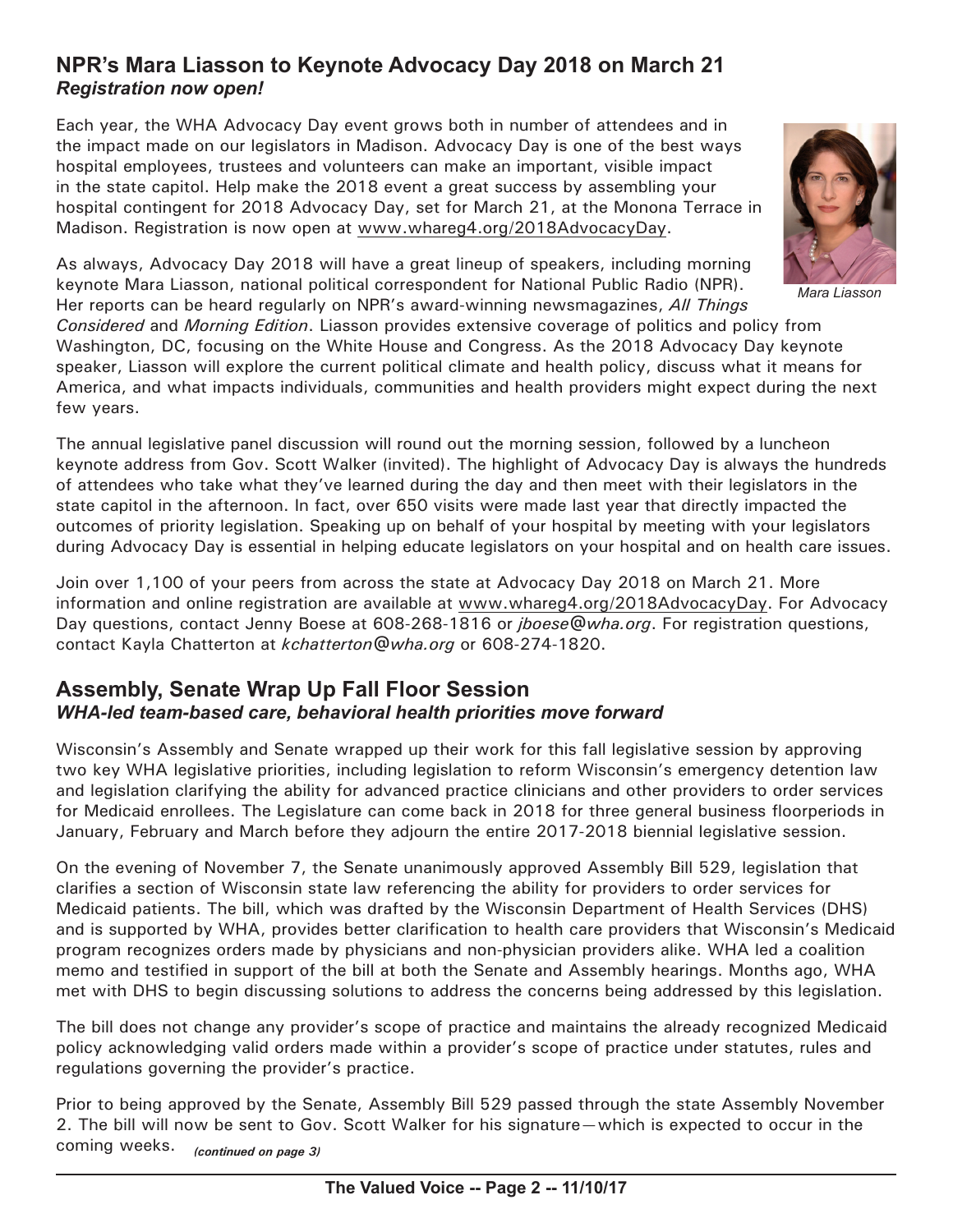## NPR's Mara Liasson to Keynote Advocacy Day 2018 on March 21

***Registration now open!***

Each year, the WHA Advocacy Day event grows both in number of attendees and in the impact made on our legislators in Madison. Advocacy Day is one of the best ways hospital employees, trustees and volunteers can make an important, visible impact in the state capitol. Help make the 2018 event a great success by assembling your hospital contingent for 2018 Advocacy Day, set for March 21, at the Monona Terrace in Madison. Registration is now open at www.whareg4.org/2018AdvocacyDay.

*Mara Liasson*

As always, Advocacy Day 2018 will have a great lineup of speakers, including morning keynote Mara Liasson, national political correspondent for National Public Radio (NPR). Her reports can be heard regularly on NPR's award-winning newsmagazines, *All Things Considered* and *Morning Edition*. Liasson provides extensive coverage of politics and policy from Washington, DC, focusing on the White House and Congress. As the 2018 Advocacy Day keynote speaker, Liasson will explore the current political climate and health policy, discuss what it means for America, and what impacts individuals, communities and health providers might expect during the next few years.

The annual legislative panel discussion will round out the morning session, followed by a luncheon keynote address from Gov. Scott Walker (invited). The highlight of Advocacy Day is always the hundreds of attendees who take what they've learned during the day and then meet with their legislators in the state capitol in the afternoon. In fact, over 650 visits were made last year that directly impacted the outcomes of priority legislation. Speaking up on behalf of your hospital by meeting with your legislators during Advocacy Day is essential in helping educate legislators on your hospital and on health care issues.

Join over 1,100 of your peers from across the state at Advocacy Day 2018 on March 21. More information and online registration are available at www.whareg4.org/2018AdvocacyDay. For Advocacy Day questions, contact Jenny Boese at 608-268-1816 or *jboese@wha.org*. For registration questions, contact Kayla Chatterton at *kchatterton@wha.org* or 608-274-1820.

## Assembly, Senate Wrap Up Fall Floor Session

***WHA-led team-based care, behavioral health priorities move forward***

Wisconsin's Assembly and Senate wrapped up their work for this fall legislative session by approving two key WHA legislative priorities, including legislation to reform Wisconsin's emergency detention law and legislation clarifying the ability for advanced practice clinicians and other providers to order services for Medicaid enrollees. The Legislature can come back in 2018 for three general business floorperiods in January, February and March before they adjourn the entire 2017-2018 biennial legislative session.

On the evening of November 7, the Senate unanimously approved Assembly Bill 529, legislation that clarifies a section of Wisconsin state law referencing the ability for providers to order services for Medicaid patients. The bill, which was drafted by the Wisconsin Department of Health Services (DHS) and is supported by WHA, provides better clarification to health care providers that Wisconsin's Medicaid program recognizes orders made by physicians and non-physician providers alike. WHA led a coalition memo and testified in support of the bill at both the Senate and Assembly hearings. Months ago, WHA met with DHS to begin discussing solutions to address the concerns being addressed by this legislation.

The bill does not change any provider's scope of practice and maintains the already recognized Medicaid policy acknowledging valid orders made within a provider's scope of practice under statutes, rules and regulations governing the provider's practice.

Prior to being approved by the Senate, Assembly Bill 529 passed through the state Assembly November 2. The bill will now be sent to Gov. Scott Walker for his signature—which is expected to occur in the coming weeks. *(continued on page 3)*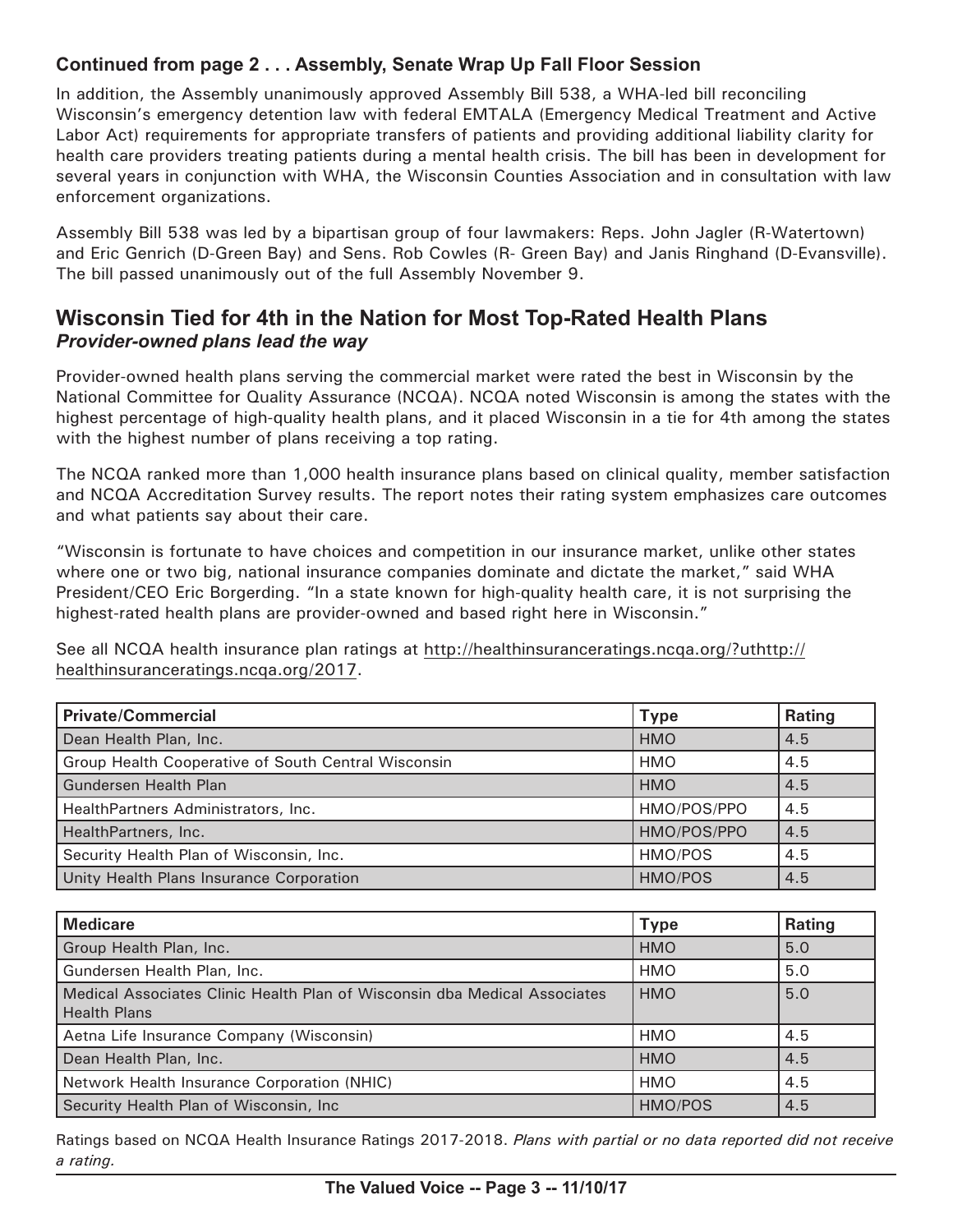### Continued from page 2 . . . Assembly, Senate Wrap Up Fall Floor Session

In addition, the Assembly unanimously approved Assembly Bill 538, a WHA-led bill reconciling Wisconsin's emergency detention law with federal EMTALA (Emergency Medical Treatment and Active Labor Act) requirements for appropriate transfers of patients and providing additional liability clarity for health care providers treating patients during a mental health crisis. The bill has been in development for several years in conjunction with WHA, the Wisconsin Counties Association and in consultation with law enforcement organizations.

Assembly Bill 538 was led by a bipartisan group of four lawmakers: Reps. John Jagler (R-Watertown) and Eric Genrich (D-Green Bay) and Sens. Rob Cowles (R- Green Bay) and Janis Ringhand (D-Evansville). The bill passed unanimously out of the full Assembly November 9.

## Wisconsin Tied for 4th in the Nation for Most Top-Rated Health Plans

***Provider-owned plans lead the way***

Provider-owned health plans serving the commercial market were rated the best in Wisconsin by the National Committee for Quality Assurance (NCQA). NCQA noted Wisconsin is among the states with the highest percentage of high-quality health plans, and it placed Wisconsin in a tie for 4th among the states with the highest number of plans receiving a top rating.

The NCQA ranked more than 1,000 health insurance plans based on clinical quality, member satisfaction and NCQA Accreditation Survey results. The report notes their rating system emphasizes care outcomes and what patients say about their care.

"Wisconsin is fortunate to have choices and competition in our insurance market, unlike other states where one or two big, national insurance companies dominate and dictate the market," said WHA President/CEO Eric Borgerding. "In a state known for high-quality health care, it is not surprising the highest-rated health plans are provider-owned and based right here in Wisconsin."

See all NCQA health insurance plan ratings at http://healthinsuranceratings.ncqa.org/?uthttp://healthinsuranceratings.ncqa.org/2017.

| Private/Commercial | Type | Rating |
|---|---|---|
| Dean Health Plan, Inc. | HMO | 4.5 |
| Group Health Cooperative of South Central Wisconsin | HMO | 4.5 |
| Gundersen Health Plan | HMO | 4.5 |
| HealthPartners Administrators, Inc. | HMO/POS/PPO | 4.5 |
| HealthPartners, Inc. | HMO/POS/PPO | 4.5 |
| Security Health Plan of Wisconsin, Inc. | HMO/POS | 4.5 |
| Unity Health Plans Insurance Corporation | HMO/POS | 4.5 |

| Medicare | Type | Rating |
|---|---|---|
| Group Health Plan, Inc. | HMO | 5.0 |
| Gundersen Health Plan, Inc. | HMO | 5.0 |
| Medical Associates Clinic Health Plan of Wisconsin dba Medical Associates Health Plans | HMO | 5.0 |
| Aetna Life Insurance Company (Wisconsin) | HMO | 4.5 |
| Dean Health Plan, Inc. | HMO | 4.5 |
| Network Health Insurance Corporation (NHIC) | HMO | 4.5 |
| Security Health Plan of Wisconsin, Inc | HMO/POS | 4.5 |

Ratings based on NCQA Health Insurance Ratings 2017-2018. *Plans with partial or no data reported did not receive a rating.*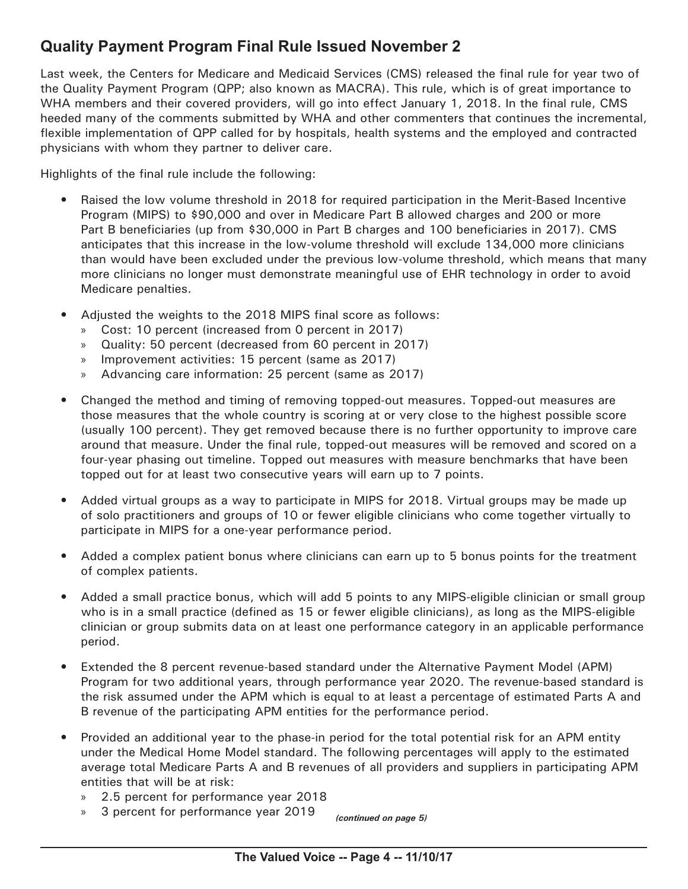## Quality Payment Program Final Rule Issued November 2

Last week, the Centers for Medicare and Medicaid Services (CMS) released the final rule for year two of the Quality Payment Program (QPP; also known as MACRA). This rule, which is of great importance to WHA members and their covered providers, will go into effect January 1, 2018. In the final rule, CMS heeded many of the comments submitted by WHA and other commenters that continues the incremental, flexible implementation of QPP called for by hospitals, health systems and the employed and contracted physicians with whom they partner to deliver care.

Highlights of the final rule include the following:

- Raised the low volume threshold in 2018 for required participation in the Merit-Based Incentive Program (MIPS) to $90,000 and over in Medicare Part B allowed charges and 200 or more Part B beneficiaries (up from $30,000 in Part B charges and 100 beneficiaries in 2017). CMS anticipates that this increase in the low-volume threshold will exclude 134,000 more clinicians than would have been excluded under the previous low-volume threshold, which means that many more clinicians no longer must demonstrate meaningful use of EHR technology in order to avoid Medicare penalties.
- Adjusted the weights to the 2018 MIPS final score as follows:
  - Cost: 10 percent (increased from 0 percent in 2017)
  - Quality: 50 percent (decreased from 60 percent in 2017)
  - Improvement activities: 15 percent (same as 2017)
  - Advancing care information: 25 percent (same as 2017)
- Changed the method and timing of removing topped-out measures. Topped-out measures are those measures that the whole country is scoring at or very close to the highest possible score (usually 100 percent). They get removed because there is no further opportunity to improve care around that measure. Under the final rule, topped-out measures will be removed and scored on a four-year phasing out timeline. Topped out measures with measure benchmarks that have been topped out for at least two consecutive years will earn up to 7 points.
- Added virtual groups as a way to participate in MIPS for 2018. Virtual groups may be made up of solo practitioners and groups of 10 or fewer eligible clinicians who come together virtually to participate in MIPS for a one-year performance period.
- Added a complex patient bonus where clinicians can earn up to 5 bonus points for the treatment of complex patients.
- Added a small practice bonus, which will add 5 points to any MIPS-eligible clinician or small group who is in a small practice (defined as 15 or fewer eligible clinicians), as long as the MIPS-eligible clinician or group submits data on at least one performance category in an applicable performance period.
- Extended the 8 percent revenue-based standard under the Alternative Payment Model (APM) Program for two additional years, through performance year 2020. The revenue-based standard is the risk assumed under the APM which is equal to at least a percentage of estimated Parts A and B revenue of the participating APM entities for the performance period.
- Provided an additional year to the phase-in period for the total potential risk for an APM entity under the Medical Home Model standard. The following percentages will apply to the estimated average total Medicare Parts A and B revenues of all providers and suppliers in participating APM entities that will be at risk:
  - 2.5 percent for performance year 2018
  - 3 percent for performance year 2019

*(continued on page 5)*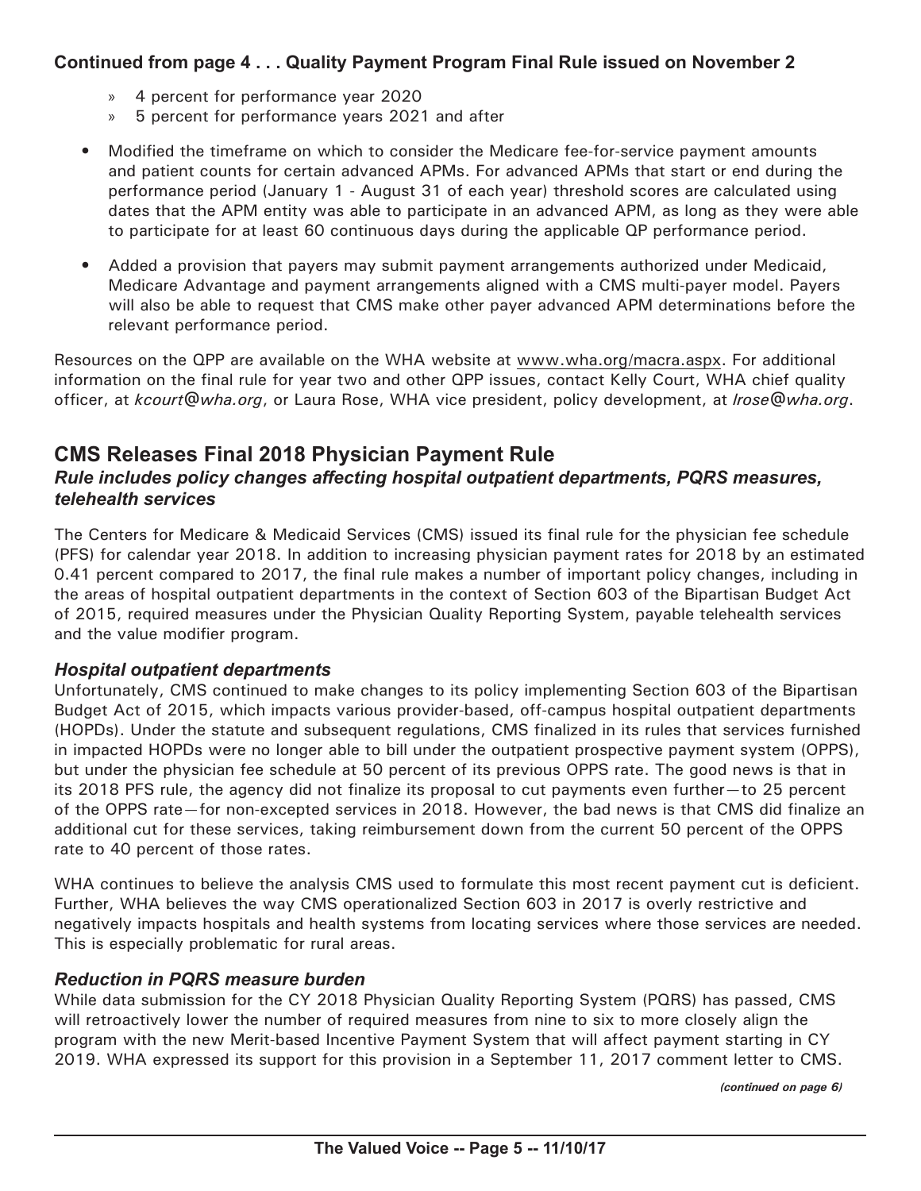**Continued from page 4 . . . Quality Payment Program Final Rule issued on November 2**

- » 4 percent for performance year 2020
- » 5 percent for performance years 2021 and after

- Modified the timeframe on which to consider the Medicare fee-for-service payment amounts and patient counts for certain advanced APMs. For advanced APMs that start or end during the performance period (January 1 - August 31 of each year) threshold scores are calculated using dates that the APM entity was able to participate in an advanced APM, as long as they were able to participate for at least 60 continuous days during the applicable QP performance period.
- Added a provision that payers may submit payment arrangements authorized under Medicaid, Medicare Advantage and payment arrangements aligned with a CMS multi-payer model. Payers will also be able to request that CMS make other payer advanced APM determinations before the relevant performance period.

Resources on the QPP are available on the WHA website at www.wha.org/macra.aspx. For additional information on the final rule for year two and other QPP issues, contact Kelly Court, WHA chief quality officer, at *kcourt@wha.org*, or Laura Rose, WHA vice president, policy development, at *lrose@wha.org*.

## CMS Releases Final 2018 Physician Payment Rule

### *Rule includes policy changes affecting hospital outpatient departments, PQRS measures, telehealth services*

The Centers for Medicare & Medicaid Services (CMS) issued its final rule for the physician fee schedule (PFS) for calendar year 2018. In addition to increasing physician payment rates for 2018 by an estimated 0.41 percent compared to 2017, the final rule makes a number of important policy changes, including in the areas of hospital outpatient departments in the context of Section 603 of the Bipartisan Budget Act of 2015, required measures under the Physician Quality Reporting System, payable telehealth services and the value modifier program.

### *Hospital outpatient departments*

Unfortunately, CMS continued to make changes to its policy implementing Section 603 of the Bipartisan Budget Act of 2015, which impacts various provider-based, off-campus hospital outpatient departments (HOPDs). Under the statute and subsequent regulations, CMS finalized in its rules that services furnished in impacted HOPDs were no longer able to bill under the outpatient prospective payment system (OPPS), but under the physician fee schedule at 50 percent of its previous OPPS rate. The good news is that in its 2018 PFS rule, the agency did not finalize its proposal to cut payments even further—to 25 percent of the OPPS rate—for non-excepted services in 2018. However, the bad news is that CMS did finalize an additional cut for these services, taking reimbursement down from the current 50 percent of the OPPS rate to 40 percent of those rates.

WHA continues to believe the analysis CMS used to formulate this most recent payment cut is deficient. Further, WHA believes the way CMS operationalized Section 603 in 2017 is overly restrictive and negatively impacts hospitals and health systems from locating services where those services are needed. This is especially problematic for rural areas.

### *Reduction in PQRS measure burden*

While data submission for the CY 2018 Physician Quality Reporting System (PQRS) has passed, CMS will retroactively lower the number of required measures from nine to six to more closely align the program with the new Merit-based Incentive Payment System that will affect payment starting in CY 2019. WHA expressed its support for this provision in a September 11, 2017 comment letter to CMS.

*(continued on page 6)*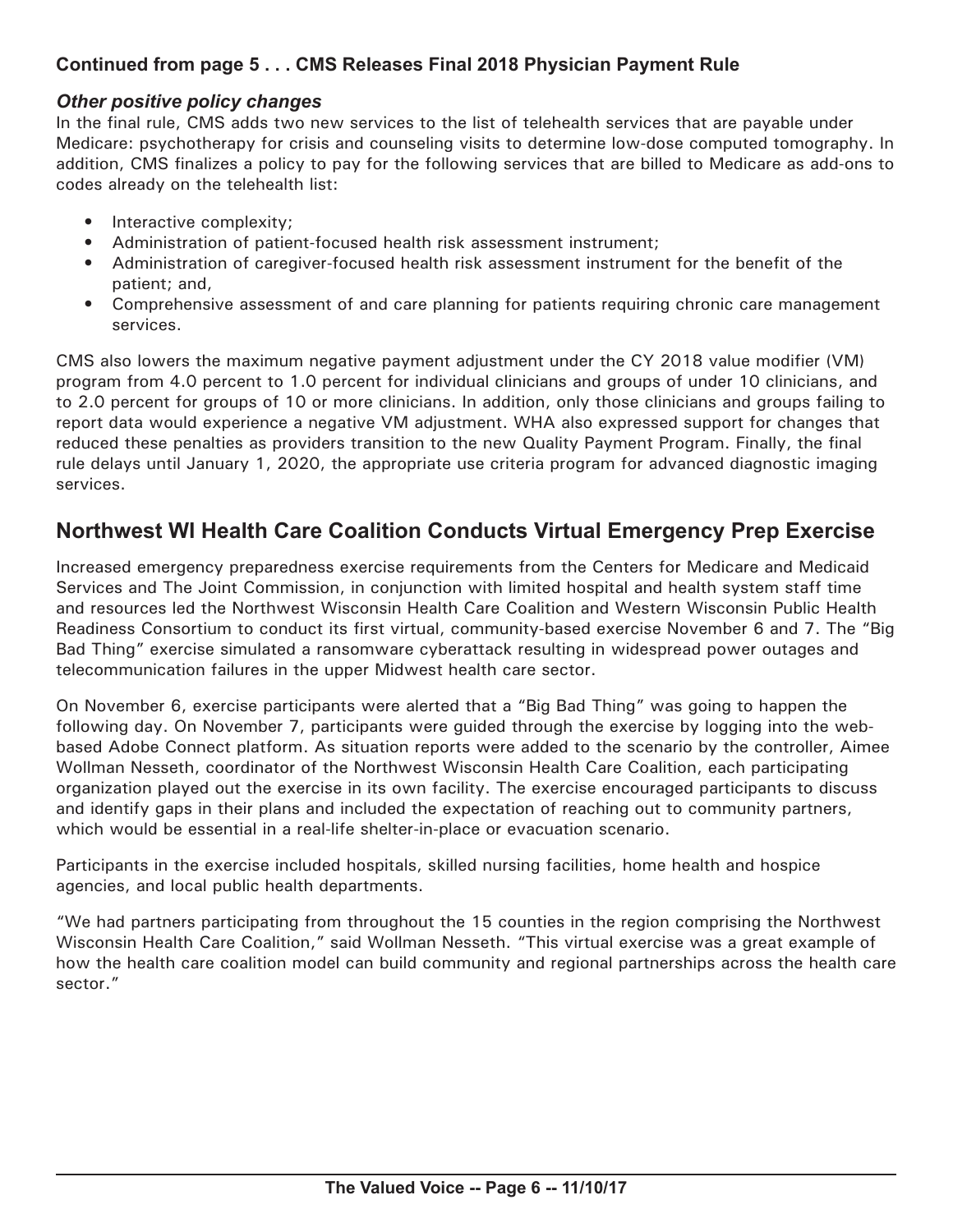**Continued from page 5 . . . CMS Releases Final 2018 Physician Payment Rule**

### *Other positive policy changes*

In the final rule, CMS adds two new services to the list of telehealth services that are payable under Medicare: psychotherapy for crisis and counseling visits to determine low-dose computed tomography. In addition, CMS finalizes a policy to pay for the following services that are billed to Medicare as add-ons to codes already on the telehealth list:

- Interactive complexity;
- Administration of patient-focused health risk assessment instrument;
- Administration of caregiver-focused health risk assessment instrument for the benefit of the patient; and,
- Comprehensive assessment of and care planning for patients requiring chronic care management services.

CMS also lowers the maximum negative payment adjustment under the CY 2018 value modifier (VM) program from 4.0 percent to 1.0 percent for individual clinicians and groups of under 10 clinicians, and to 2.0 percent for groups of 10 or more clinicians. In addition, only those clinicians and groups failing to report data would experience a negative VM adjustment. WHA also expressed support for changes that reduced these penalties as providers transition to the new Quality Payment Program. Finally, the final rule delays until January 1, 2020, the appropriate use criteria program for advanced diagnostic imaging services.

## Northwest WI Health Care Coalition Conducts Virtual Emergency Prep Exercise

Increased emergency preparedness exercise requirements from the Centers for Medicare and Medicaid Services and The Joint Commission, in conjunction with limited hospital and health system staff time and resources led the Northwest Wisconsin Health Care Coalition and Western Wisconsin Public Health Readiness Consortium to conduct its first virtual, community-based exercise November 6 and 7. The "Big Bad Thing" exercise simulated a ransomware cyberattack resulting in widespread power outages and telecommunication failures in the upper Midwest health care sector.

On November 6, exercise participants were alerted that a "Big Bad Thing" was going to happen the following day. On November 7, participants were guided through the exercise by logging into the web-based Adobe Connect platform. As situation reports were added to the scenario by the controller, Aimee Wollman Nesseth, coordinator of the Northwest Wisconsin Health Care Coalition, each participating organization played out the exercise in its own facility. The exercise encouraged participants to discuss and identify gaps in their plans and included the expectation of reaching out to community partners, which would be essential in a real-life shelter-in-place or evacuation scenario.

Participants in the exercise included hospitals, skilled nursing facilities, home health and hospice agencies, and local public health departments.

"We had partners participating from throughout the 15 counties in the region comprising the Northwest Wisconsin Health Care Coalition," said Wollman Nesseth. "This virtual exercise was a great example of how the health care coalition model can build community and regional partnerships across the health care sector."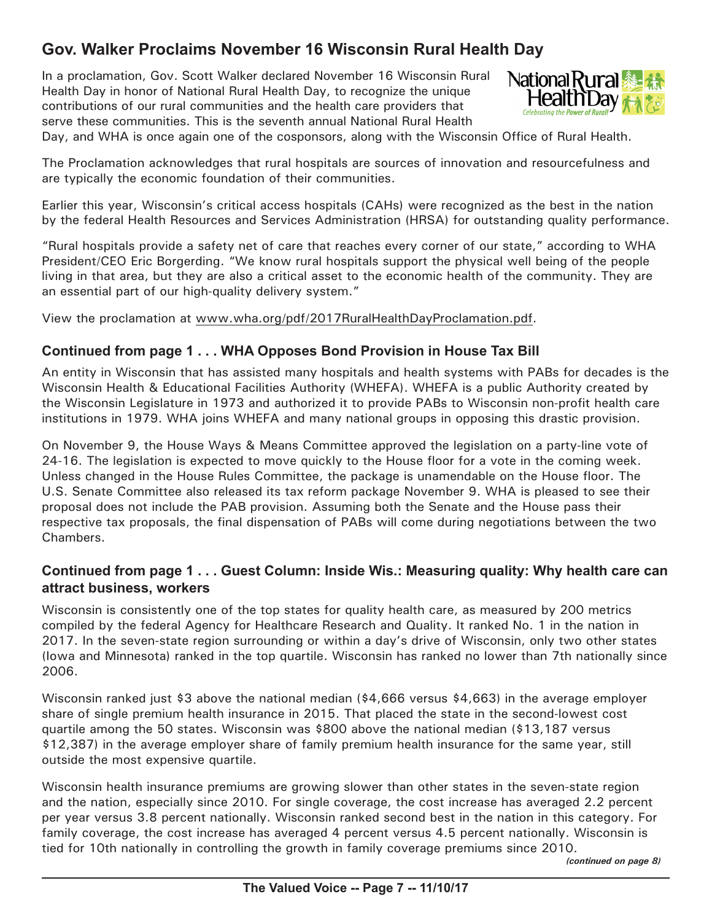## Gov. Walker Proclaims November 16 Wisconsin Rural Health Day

In a proclamation, Gov. Scott Walker declared November 16 Wisconsin Rural Health Day in honor of National Rural Health Day, to recognize the unique contributions of our rural communities and the health care providers that serve these communities. This is the seventh annual National Rural Health Day, and WHA is once again one of the cosponsors, along with the Wisconsin Office of Rural Health.

The Proclamation acknowledges that rural hospitals are sources of innovation and resourcefulness and are typically the economic foundation of their communities.

Earlier this year, Wisconsin's critical access hospitals (CAHs) were recognized as the best in the nation by the federal Health Resources and Services Administration (HRSA) for outstanding quality performance.

"Rural hospitals provide a safety net of care that reaches every corner of our state," according to WHA President/CEO Eric Borgerding. "We know rural hospitals support the physical well being of the people living in that area, but they are also a critical asset to the economic health of the community. They are an essential part of our high-quality delivery system."

View the proclamation at www.wha.org/pdf/2017RuralHealthDayProclamation.pdf.

### Continued from page 1 . . . WHA Opposes Bond Provision in House Tax Bill

An entity in Wisconsin that has assisted many hospitals and health systems with PABs for decades is the Wisconsin Health & Educational Facilities Authority (WHEFA). WHEFA is a public Authority created by the Wisconsin Legislature in 1973 and authorized it to provide PABs to Wisconsin non-profit health care institutions in 1979. WHA joins WHEFA and many national groups in opposing this drastic provision.

On November 9, the House Ways & Means Committee approved the legislation on a party-line vote of 24-16. The legislation is expected to move quickly to the House floor for a vote in the coming week. Unless changed in the House Rules Committee, the package is unamendable on the House floor. The U.S. Senate Committee also released its tax reform package November 9. WHA is pleased to see their proposal does not include the PAB provision. Assuming both the Senate and the House pass their respective tax proposals, the final dispensation of PABs will come during negotiations between the two Chambers.

### Continued from page 1 . . . Guest Column: Inside Wis.: Measuring quality: Why health care can attract business, workers

Wisconsin is consistently one of the top states for quality health care, as measured by 200 metrics compiled by the federal Agency for Healthcare Research and Quality. It ranked No. 1 in the nation in 2017. In the seven-state region surrounding or within a day's drive of Wisconsin, only two other states (Iowa and Minnesota) ranked in the top quartile. Wisconsin has ranked no lower than 7th nationally since 2006.

Wisconsin ranked just $3 above the national median ($4,666 versus $4,663) in the average employer share of single premium health insurance in 2015. That placed the state in the second-lowest cost quartile among the 50 states. Wisconsin was $800 above the national median ($13,187 versus $12,387) in the average employer share of family premium health insurance for the same year, still outside the most expensive quartile.

Wisconsin health insurance premiums are growing slower than other states in the seven-state region and the nation, especially since 2010. For single coverage, the cost increase has averaged 2.2 percent per year versus 3.8 percent nationally. Wisconsin ranked second best in the nation in this category. For family coverage, the cost increase has averaged 4 percent versus 4.5 percent nationally. Wisconsin is tied for 10th nationally in controlling the growth in family coverage premiums since 2010.

*(continued on page 8)*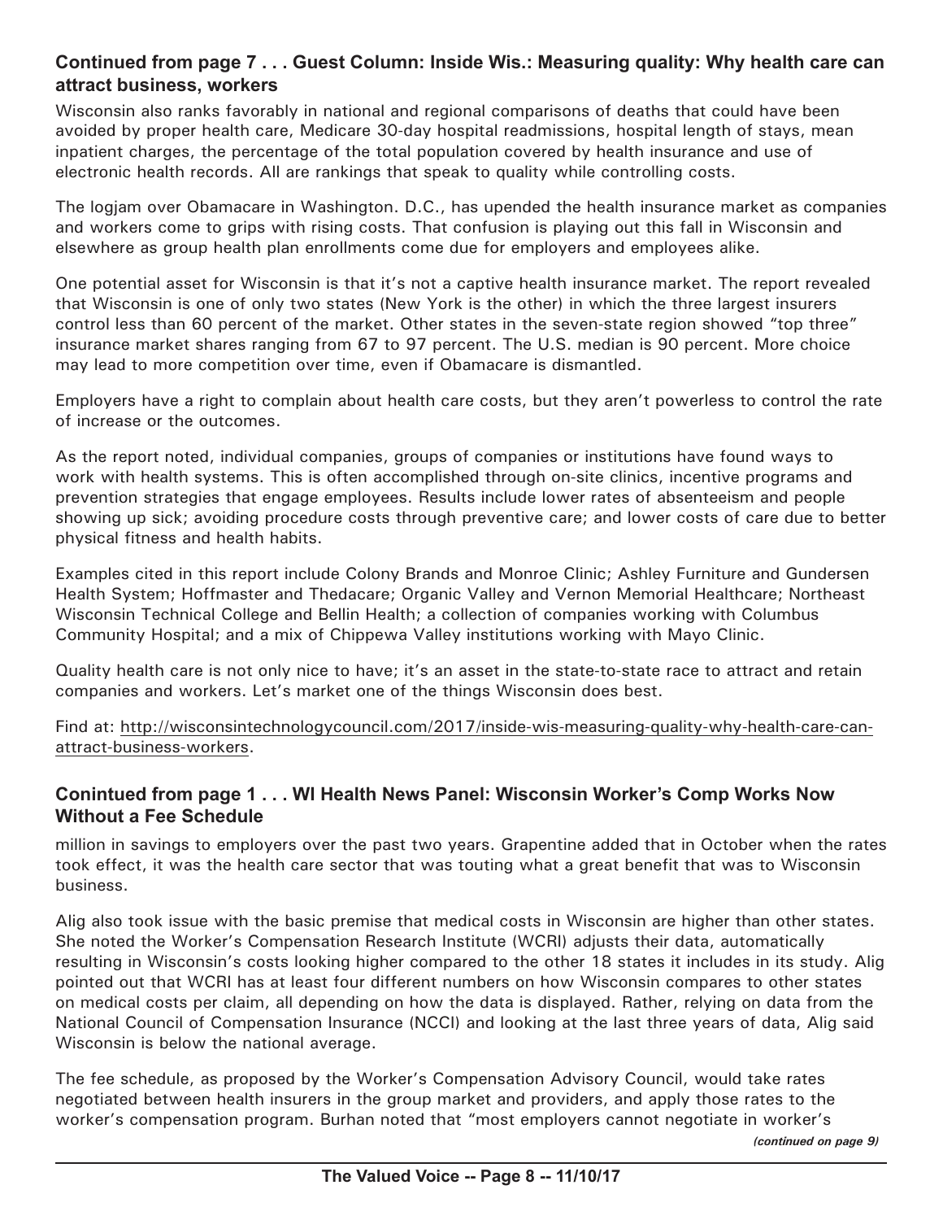### Continued from page 7 . . . Guest Column: Inside Wis.: Measuring quality: Why health care can attract business, workers

Wisconsin also ranks favorably in national and regional comparisons of deaths that could have been avoided by proper health care, Medicare 30-day hospital readmissions, hospital length of stays, mean inpatient charges, the percentage of the total population covered by health insurance and use of electronic health records. All are rankings that speak to quality while controlling costs.

The logjam over Obamacare in Washington. D.C., has upended the health insurance market as companies and workers come to grips with rising costs. That confusion is playing out this fall in Wisconsin and elsewhere as group health plan enrollments come due for employers and employees alike.

One potential asset for Wisconsin is that it's not a captive health insurance market. The report revealed that Wisconsin is one of only two states (New York is the other) in which the three largest insurers control less than 60 percent of the market. Other states in the seven-state region showed "top three" insurance market shares ranging from 67 to 97 percent. The U.S. median is 90 percent. More choice may lead to more competition over time, even if Obamacare is dismantled.

Employers have a right to complain about health care costs, but they aren't powerless to control the rate of increase or the outcomes.

As the report noted, individual companies, groups of companies or institutions have found ways to work with health systems. This is often accomplished through on-site clinics, incentive programs and prevention strategies that engage employees. Results include lower rates of absenteeism and people showing up sick; avoiding procedure costs through preventive care; and lower costs of care due to better physical fitness and health habits.

Examples cited in this report include Colony Brands and Monroe Clinic; Ashley Furniture and Gundersen Health System; Hoffmaster and Thedacare; Organic Valley and Vernon Memorial Healthcare; Northeast Wisconsin Technical College and Bellin Health; a collection of companies working with Columbus Community Hospital; and a mix of Chippewa Valley institutions working with Mayo Clinic.

Quality health care is not only nice to have; it's an asset in the state-to-state race to attract and retain companies and workers. Let's market one of the things Wisconsin does best.

Find at: http://wisconsintechnologycouncil.com/2017/inside-wis-measuring-quality-why-health-care-can-attract-business-workers.

### Conintued from page 1 . . . WI Health News Panel: Wisconsin Worker's Comp Works Now Without a Fee Schedule

million in savings to employers over the past two years. Grapentine added that in October when the rates took effect, it was the health care sector that was touting what a great benefit that was to Wisconsin business.

Alig also took issue with the basic premise that medical costs in Wisconsin are higher than other states. She noted the Worker's Compensation Research Institute (WCRI) adjusts their data, automatically resulting in Wisconsin's costs looking higher compared to the other 18 states it includes in its study. Alig pointed out that WCRI has at least four different numbers on how Wisconsin compares to other states on medical costs per claim, all depending on how the data is displayed. Rather, relying on data from the National Council of Compensation Insurance (NCCI) and looking at the last three years of data, Alig said Wisconsin is below the national average.

The fee schedule, as proposed by the Worker's Compensation Advisory Council, would take rates negotiated between health insurers in the group market and providers, and apply those rates to the worker's compensation program. Burhan noted that "most employers cannot negotiate in worker's

*(continued on page 9)*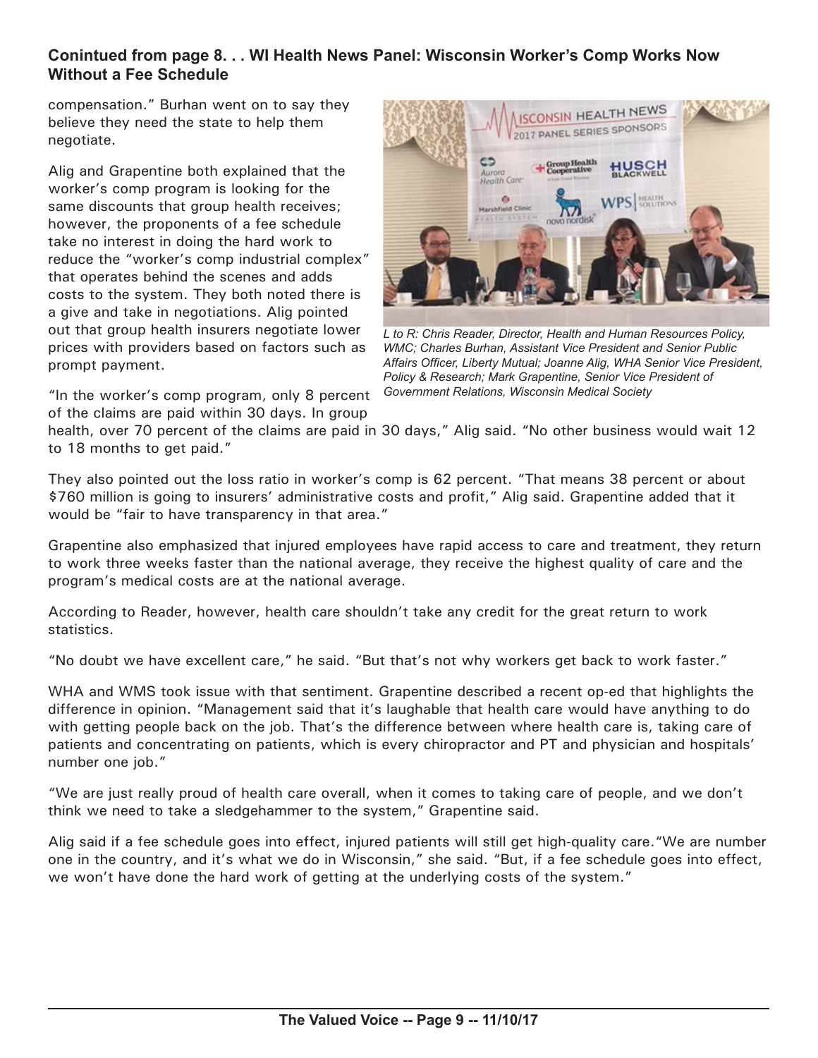**Conintued from page 8. . . WI Health News Panel: Wisconsin Worker's Comp Works Now Without a Fee Schedule**

compensation." Burhan went on to say they believe they need the state to help them negotiate.

Alig and Grapentine both explained that the worker's comp program is looking for the same discounts that group health receives; however, the proponents of a fee schedule take no interest in doing the hard work to reduce the "worker's comp industrial complex" that operates behind the scenes and adds costs to the system. They both noted there is a give and take in negotiations. Alig pointed out that group health insurers negotiate lower prices with providers based on factors such as prompt payment.

*L to R: Chris Reader, Director, Health and Human Resources Policy, WMC; Charles Burhan, Assistant Vice President and Senior Public Affairs Officer, Liberty Mutual; Joanne Alig, WHA Senior Vice President, Policy & Research; Mark Grapentine, Senior Vice President of Government Relations, Wisconsin Medical Society*

"In the worker's comp program, only 8 percent of the claims are paid within 30 days. In group health, over 70 percent of the claims are paid in 30 days," Alig said. "No other business would wait 12 to 18 months to get paid."

They also pointed out the loss ratio in worker's comp is 62 percent. "That means 38 percent or about $760 million is going to insurers' administrative costs and profit," Alig said. Grapentine added that it would be "fair to have transparency in that area."

Grapentine also emphasized that injured employees have rapid access to care and treatment, they return to work three weeks faster than the national average, they receive the highest quality of care and the program's medical costs are at the national average.

According to Reader, however, health care shouldn't take any credit for the great return to work statistics.

"No doubt we have excellent care," he said. "But that's not why workers get back to work faster."

WHA and WMS took issue with that sentiment. Grapentine described a recent op-ed that highlights the difference in opinion. "Management said that it's laughable that health care would have anything to do with getting people back on the job. That's the difference between where health care is, taking care of patients and concentrating on patients, which is every chiropractor and PT and physician and hospitals' number one job."

"We are just really proud of health care overall, when it comes to taking care of people, and we don't think we need to take a sledgehammer to the system," Grapentine said.

Alig said if a fee schedule goes into effect, injured patients will still get high-quality care. "We are number one in the country, and it's what we do in Wisconsin," she said. "But, if a fee schedule goes into effect, we won't have done the hard work of getting at the underlying costs of the system."